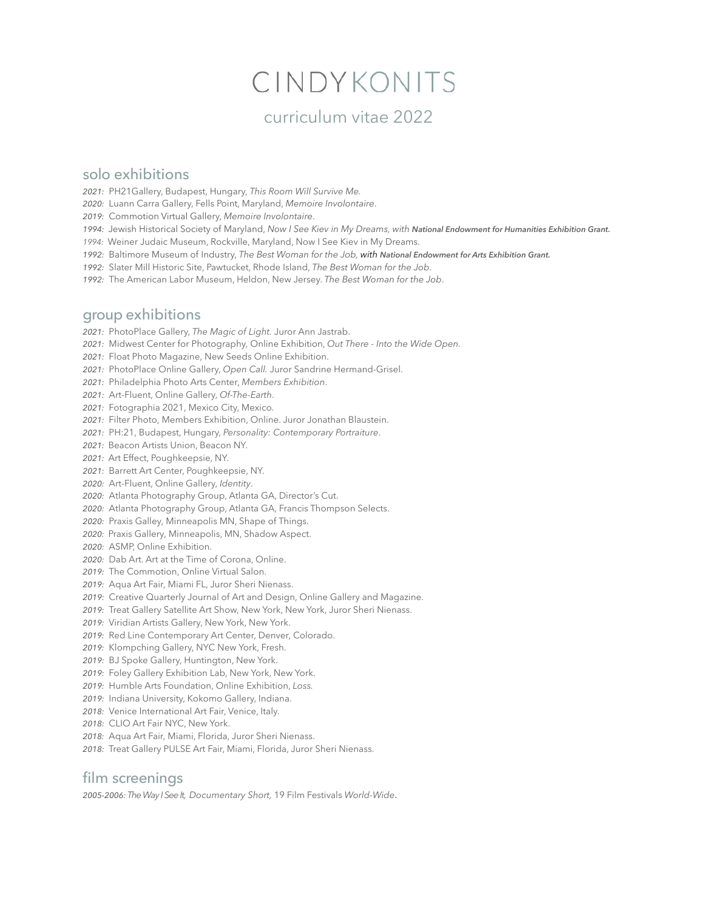# CINDY KONITS

## curriculum vitae 2022

### solo exhibitions

*2021:* PH21Gallery, Budapest, Hungary, *This Room Will Survive Me.*
*2020:* Luann Carra Gallery, Fells Point, Maryland, *Memoire Involontaire*.
*2019:* Commotion Virtual Gallery, *Memoire Involontaire*.
*1994:* Jewish Historical Society of Maryland, *Now I See Kiev in My Dreams, with* ***National Endowment for Humanities Exhibition Grant.***
*1994:* Weiner Judaic Museum, Rockville, Maryland, Now I See Kiev in My Dreams.
*1992:* Baltimore Museum of Industry, *The Best Woman for the Job,* ***with National Endowment for Arts Exhibition Grant.***
*1992:* Slater Mill Historic Site, Pawtucket, Rhode Island, *The Best Woman for the Job*.
*1992:* The American Labor Museum, Heldon, New Jersey. *The Best Woman for the Job*.

### group exhibitions

*2021:* PhotoPlace Gallery, *The Magic of Light.* Juror Ann Jastrab.
*2021:* Midwest Center for Photography, Online Exhibition, *Out There - Into the Wide Open.*
*2021:* Float Photo Magazine, New Seeds Online Exhibition.
*2021:* PhotoPlace Online Gallery, *Open Call.* Juror Sandrine Hermand-Grisel.
*2021:* Philadelphia Photo Arts Center, *Members Exhibition*.
*2021:* Art-Fluent, Online Gallery, *Of-The-Earth*.
*2021:* Fotographia 2021, Mexico City, Mexico.
*2021:* Filter Photo, Members Exhibition, Online. Juror Jonathan Blaustein.
*2021:* PH:21, Budapest, Hungary, *Personality: Contemporary Portraiture*.
*2021:* Beacon Artists Union, Beacon NY.
*2021:* Art Effect, Poughkeepsie, NY.
*2021:* Barrett Art Center, Poughkeepsie, NY.
*2020:* Art-Fluent, Online Gallery, *Identity*.
*2020:* Atlanta Photography Group, Atlanta GA, Director's Cut.
*2020:* Atlanta Photography Group, Atlanta GA, Francis Thompson Selects.
*2020:* Praxis Galley, Minneapolis MN, Shape of Things.
*2020:* Praxis Gallery, Minneapolis, MN, Shadow Aspect.
*2020:* ASMP, Online Exhibition.
*2020:* Dab Art. Art at the Time of Corona, Online.
*2019:* The Commotion, Online Virtual Salon.
*2019:* Aqua Art Fair, Miami FL, Juror Sheri Nienass.
*2019:* Creative Quarterly Journal of Art and Design, Online Gallery and Magazine.
*2019:* Treat Gallery Satellite Art Show, New York, New York, Juror Sheri Nienass.
*2019:* Viridian Artists Gallery, New York, New York.
*2019:* Red Line Contemporary Art Center, Denver, Colorado.
*2019:* Klompching Gallery, NYC New York, Fresh.
*2019:* BJ Spoke Gallery, Huntington, New York.
*2019:* Foley Gallery Exhibition Lab, New York, New York.
*2019:* Humble Arts Foundation, Online Exhibition, *Loss*.
*2019:* Indiana University, Kokomo Gallery, Indiana.
*2018:* Venice International Art Fair, Venice, Italy.
*2018:* CLIO Art Fair NYC, New York.
*2018:* Aqua Art Fair, Miami, Florida, Juror Sheri Nienass.
*2018:* Treat Gallery PULSE Art Fair, Miami, Florida, Juror Sheri Nienass.

### film screenings

*2005-2006: The Way I See It, Documentary Short,* 19 Film Festivals *World-Wide*.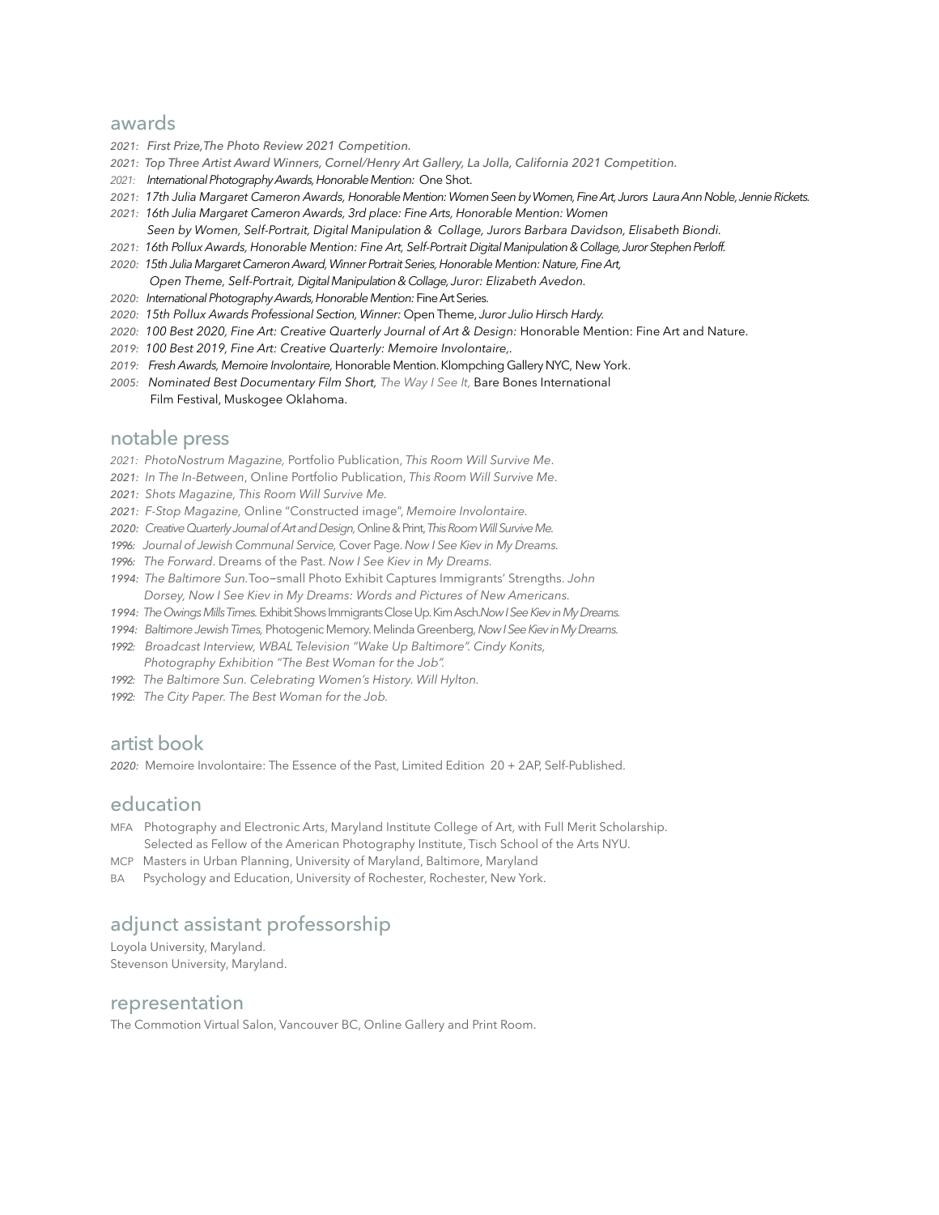## awards

- *2021: First Prize,The Photo Review 2021 Competition.*
- *2021: Top Three Artist Award Winners, Cornel/Henry Art Gallery, La Jolla, California 2021 Competition.*
- *2021: International Photography Awards, Honorable Mention:* One Shot.
- *2021: 17th Julia Margaret Cameron Awards, Honorable Mention: Women Seen by Women, Fine Art, Jurors Laura Ann Noble, Jennie Rickets.*
- *2021: 16th Julia Margaret Cameron Awards, 3rd place: Fine Arts, Honorable Mention: Women Seen by Women, Self-Portrait, Digital Manipulation & Collage, Jurors Barbara Davidson, Elisabeth Biondi.*
- *2021: 16th Pollux Awards, Honorable Mention: Fine Art, Self-Portrait Digital Manipulation & Collage, Juror Stephen Perloff.*
- *2020: 15th Julia Margaret Cameron Award, Winner Portrait Series, Honorable Mention: Nature, Fine Art, Open Theme, Self-Portrait, Digital Manipulation & Collage, Juror: Elizabeth Avedon.*
- *2020: International Photography Awards, Honorable Mention:* Fine Art Series.
- *2020: 15th Pollux Awards Professional Section, Winner:* Open Theme, *Juror Julio Hirsch Hardy.*
- *2020: 100 Best 2020, Fine Art: Creative Quarterly Journal of Art & Design:* Honorable Mention: Fine Art and Nature.
- *2019: 100 Best 2019, Fine Art: Creative Quarterly: Memoire Involontaire,.*
- *2019: Fresh Awards, Memoire Involontaire,* Honorable Mention. Klompching Gallery NYC, New York.
- *2005: Nominated Best Documentary Film Short, The Way I See It,* Bare Bones International Film Festival, Muskogee Oklahoma.

## notable press

- *2021: PhotoNostrum Magazine,* Portfolio Publication, *This Room Will Survive Me.*
- *2021: In The In-Between*, Online Portfolio Publication, *This Room Will Survive Me.*
- *2021: Shots Magazine, This Room Will Survive Me.*
- *2021: F-Stop Magazine,* Online "Constructed image", *Memoire Involontaire.*
- *2020: Creative Quarterly Journal of Art and Design,* Online & Print, *This Room Will Survive Me.*
- *1996: Journal of Jewish Communal Service,* Cover Page. *Now I See Kiev in My Dreams.*
- *1996: The Forward*. Dreams of the Past. *Now I See Kiev in My Dreams.*
- *1994: The Baltimore Sun.*Too–small Photo Exhibit Captures Immigrants' Strengths. *John Dorsey, Now I See Kiev in My Dreams: Words and Pictures of New Americans.*
- *1994: The Owings Mills Times.* Exhibit Shows Immigrants Close Up. Kim Asch.*Now I See Kiev in My Dreams.*
- *1994: Baltimore Jewish Times,* Photogenic Memory. Melinda Greenberg, *Now I See Kiev in My Dreams.*
- *1992: Broadcast Interview, WBAL Television "Wake Up Baltimore". Cindy Konits, Photography Exhibition "The Best Woman for the Job".*
- *1992: The Baltimore Sun. Celebrating Women's History. Will Hylton.*
- *1992: The City Paper. The Best Woman for the Job.*

## artist book

*2020:* Memoire Involontaire: The Essence of the Past, Limited Edition 20 + 2AP, Self-Published.

## education

- MFA Photography and Electronic Arts, Maryland Institute College of Art, with Full Merit Scholarship. Selected as Fellow of the American Photography Institute, Tisch School of the Arts NYU.
- MCP Masters in Urban Planning, University of Maryland, Baltimore, Maryland
- BA Psychology and Education, University of Rochester, Rochester, New York.

## adjunct assistant professorship

Loyola University, Maryland.
Stevenson University, Maryland.

## representation

The Commotion Virtual Salon, Vancouver BC, Online Gallery and Print Room.